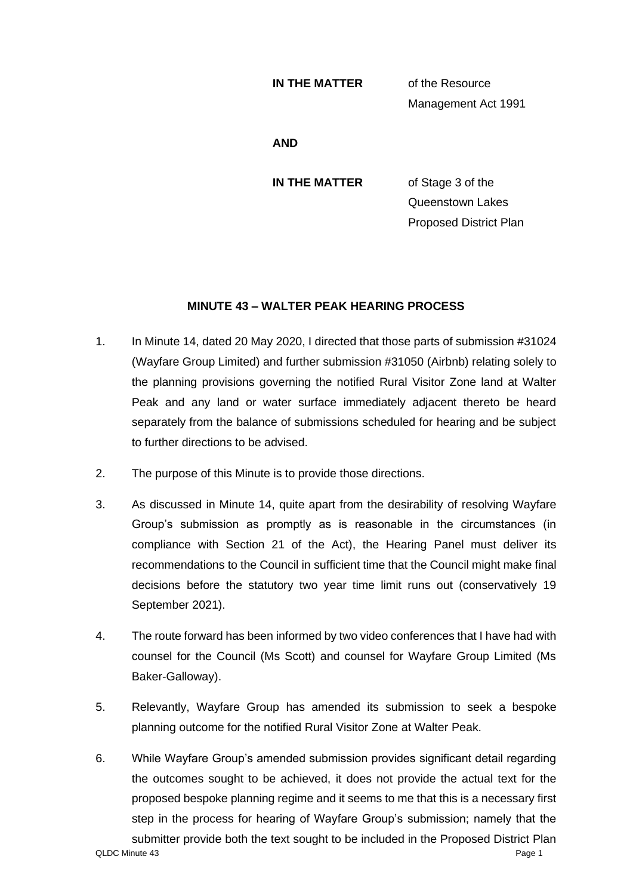**IN THE MATTER** of the Resource Management Act 1991

**AND**

**IN THE MATTER** of Stage 3 of the Queenstown Lakes Proposed District Plan

## MINUTE 43 – WALTER PEAK HEARING PROCESS

1. In Minute 14, dated 20 May 2020, I directed that those parts of submission #31024 (Wayfare Group Limited) and further submission #31050 (Airbnb) relating solely to the planning provisions governing the notified Rural Visitor Zone land at Walter Peak and any land or water surface immediately adjacent thereto be heard separately from the balance of submissions scheduled for hearing and be subject to further directions to be advised.

2. The purpose of this Minute is to provide those directions.

3. As discussed in Minute 14, quite apart from the desirability of resolving Wayfare Group's submission as promptly as is reasonable in the circumstances (in compliance with Section 21 of the Act), the Hearing Panel must deliver its recommendations to the Council in sufficient time that the Council might make final decisions before the statutory two year time limit runs out (conservatively 19 September 2021).

4. The route forward has been informed by two video conferences that I have had with counsel for the Council (Ms Scott) and counsel for Wayfare Group Limited (Ms Baker-Galloway).

5. Relevantly, Wayfare Group has amended its submission to seek a bespoke planning outcome for the notified Rural Visitor Zone at Walter Peak.

6. While Wayfare Group's amended submission provides significant detail regarding the outcomes sought to be achieved, it does not provide the actual text for the proposed bespoke planning regime and it seems to me that this is a necessary first step in the process for hearing of Wayfare Group's submission; namely that the submitter provide both the text sought to be included in the Proposed District Plan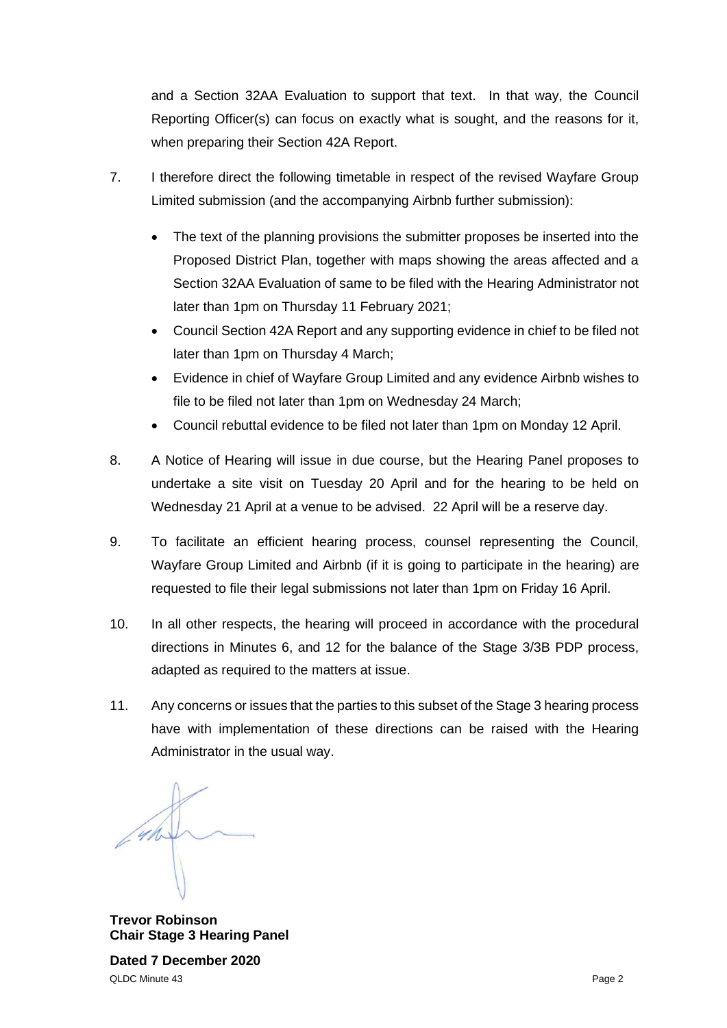and a Section 32AA Evaluation to support that text. In that way, the Council Reporting Officer(s) can focus on exactly what is sought, and the reasons for it, when preparing their Section 42A Report.

7. I therefore direct the following timetable in respect of the revised Wayfare Group Limited submission (and the accompanying Airbnb further submission):

   - The text of the planning provisions the submitter proposes be inserted into the Proposed District Plan, together with maps showing the areas affected and a Section 32AA Evaluation of same to be filed with the Hearing Administrator not later than 1pm on Thursday 11 February 2021;
   - Council Section 42A Report and any supporting evidence in chief to be filed not later than 1pm on Thursday 4 March;
   - Evidence in chief of Wayfare Group Limited and any evidence Airbnb wishes to file to be filed not later than 1pm on Wednesday 24 March;
   - Council rebuttal evidence to be filed not later than 1pm on Monday 12 April.

8. A Notice of Hearing will issue in due course, but the Hearing Panel proposes to undertake a site visit on Tuesday 20 April and for the hearing to be held on Wednesday 21 April at a venue to be advised. 22 April will be a reserve day.

9. To facilitate an efficient hearing process, counsel representing the Council, Wayfare Group Limited and Airbnb (if it is going to participate in the hearing) are requested to file their legal submissions not later than 1pm on Friday 16 April.

10. In all other respects, the hearing will proceed in accordance with the procedural directions in Minutes 6, and 12 for the balance of the Stage 3/3B PDP process, adapted as required to the matters at issue.

11. Any concerns or issues that the parties to this subset of the Stage 3 hearing process have with implementation of these directions can be raised with the Hearing Administrator in the usual way.

**Trevor Robinson**
**Chair Stage 3 Hearing Panel**

**Dated 7 December 2020**